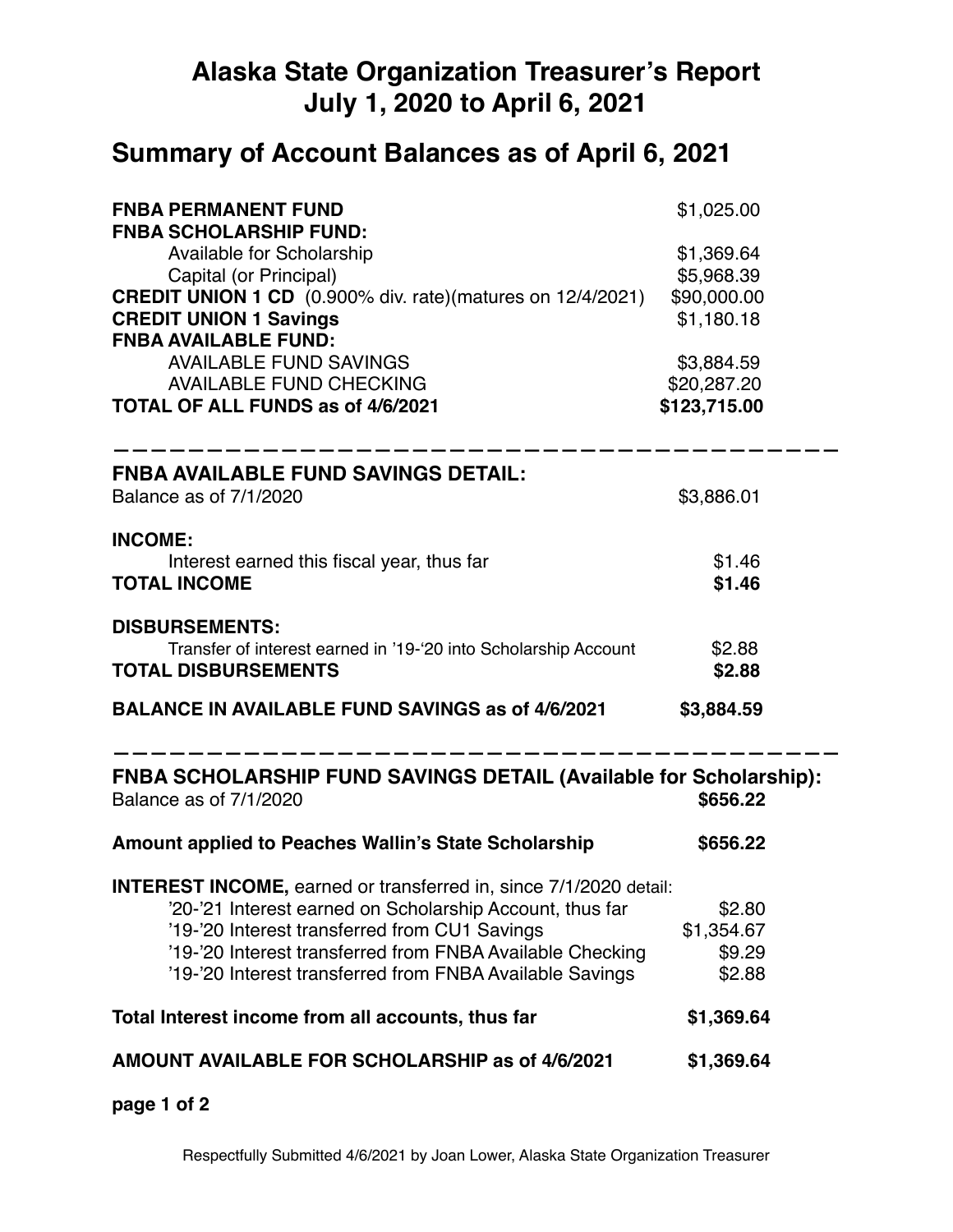# Alaska State Organization Treasurer's Report
# July 1, 2020 to April 6, 2021

## Summary of Account Balances as of April 6, 2021

| | |
|---|---|
| **FNBA PERMANENT FUND** | $1,025.00 |
| **FNBA SCHOLARSHIP FUND:** | |
| Available for Scholarship | $1,369.64 |
| Capital (or Principal) | $5,968.39 |
| **CREDIT UNION 1 CD** (0.900% div. rate)(matures on 12/4/2021) | $90,000.00 |
| **CREDIT UNION 1 Savings** | $1,180.18 |
| **FNBA AVAILABLE FUND:** | |
| AVAILABLE FUND SAVINGS | $3,884.59 |
| AVAILABLE FUND CHECKING | $20,287.20 |
| **TOTAL OF ALL FUNDS as of 4/6/2021** | **$123,715.00** |

---

### FNBA AVAILABLE FUND SAVINGS DETAIL:

| | |
|---|---|
| Balance as of 7/1/2020 | $3,886.01 |
| **INCOME:** | |
| Interest earned this fiscal year, thus far | $1.46 |
| **TOTAL INCOME** | **$1.46** |
| **DISBURSEMENTS:** | |
| Transfer of interest earned in '19-'20 into Scholarship Account | $2.88 |
| **TOTAL DISBURSEMENTS** | **$2.88** |
| **BALANCE IN AVAILABLE FUND SAVINGS as of 4/6/2021** | **$3,884.59** |

---

### FNBA SCHOLARSHIP FUND SAVINGS DETAIL (Available for Scholarship):

| | |
|---|---|
| Balance as of 7/1/2020 | **$656.22** |
| **Amount applied to Peaches Wallin's State Scholarship** | **$656.22** |
| **INTEREST INCOME,** earned or transferred in, since 7/1/2020 detail: | |
| '20-'21 Interest earned on Scholarship Account, thus far | $2.80 |
| '19-'20 Interest transferred from CU1 Savings | $1,354.67 |
| '19-'20 Interest transferred from FNBA Available Checking | $9.29 |
| '19-'20 Interest transferred from FNBA Available Savings | $2.88 |
| **Total Interest income from all accounts, thus far** | **$1,369.64** |
| **AMOUNT AVAILABLE FOR SCHOLARSHIP as of 4/6/2021** | **$1,369.64** |

Respectfully Submitted 4/6/2021 by Joan Lower, Alaska State Organization Treasurer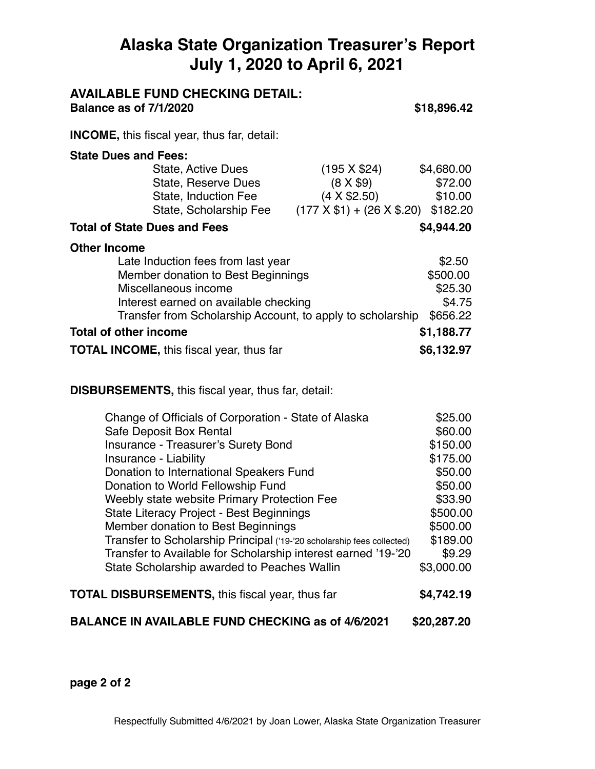# Alaska State Organization Treasurer's Report
# July 1, 2020 to April 6, 2021

## AVAILABLE FUND CHECKING DETAIL:

**Balance as of 7/1/2020** **$18,896.42**

**INCOME,** this fiscal year, thus far, detail:

**State Dues and Fees:**

| | | |
|---|---|---|
| State, Active Dues | (195 X $24) | $4,680.00 |
| State, Reserve Dues | (8 X $9) | $72.00 |
| State, Induction Fee | (4 X $2.50) | $10.00 |
| State, Scholarship Fee | (177 X $1) + (26 X $.20) | $182.20 |
| **Total of State Dues and Fees** | | **$4,944.20** |

**Other Income**

| | |
|---|---|
| Late Induction fees from last year | $2.50 |
| Member donation to Best Beginnings | $500.00 |
| Miscellaneous income | $25.30 |
| Interest earned on available checking | $4.75 |
| Transfer from Scholarship Account, to apply to scholarship | $656.22 |
| **Total of other income** | **$1,188.77** |
| **TOTAL INCOME,** this fiscal year, thus far | **$6,132.97** |

**DISBURSEMENTS,** this fiscal year, thus far, detail:

| | |
|---|---|
| Change of Officials of Corporation - State of Alaska | $25.00 |
| Safe Deposit Box Rental | $60.00 |
| Insurance - Treasurer's Surety Bond | $150.00 |
| Insurance - Liability | $175.00 |
| Donation to International Speakers Fund | $50.00 |
| Donation to World Fellowship Fund | $50.00 |
| Weebly state website Primary Protection Fee | $33.90 |
| State Literacy Project - Best Beginnings | $500.00 |
| Member donation to Best Beginnings | $500.00 |
| Transfer to Scholarship Principal ('19-'20 scholarship fees collected) | $189.00 |
| Transfer to Available for Scholarship interest earned '19-'20 | $9.29 |
| State Scholarship awarded to Peaches Wallin | $3,000.00 |
| **TOTAL DISBURSEMENTS,** this fiscal year, thus far | **$4,742.19** |

**BALANCE IN AVAILABLE FUND CHECKING as of 4/6/2021** **$20,287.20**

Respectfully Submitted 4/6/2021 by Joan Lower, Alaska State Organization Treasurer